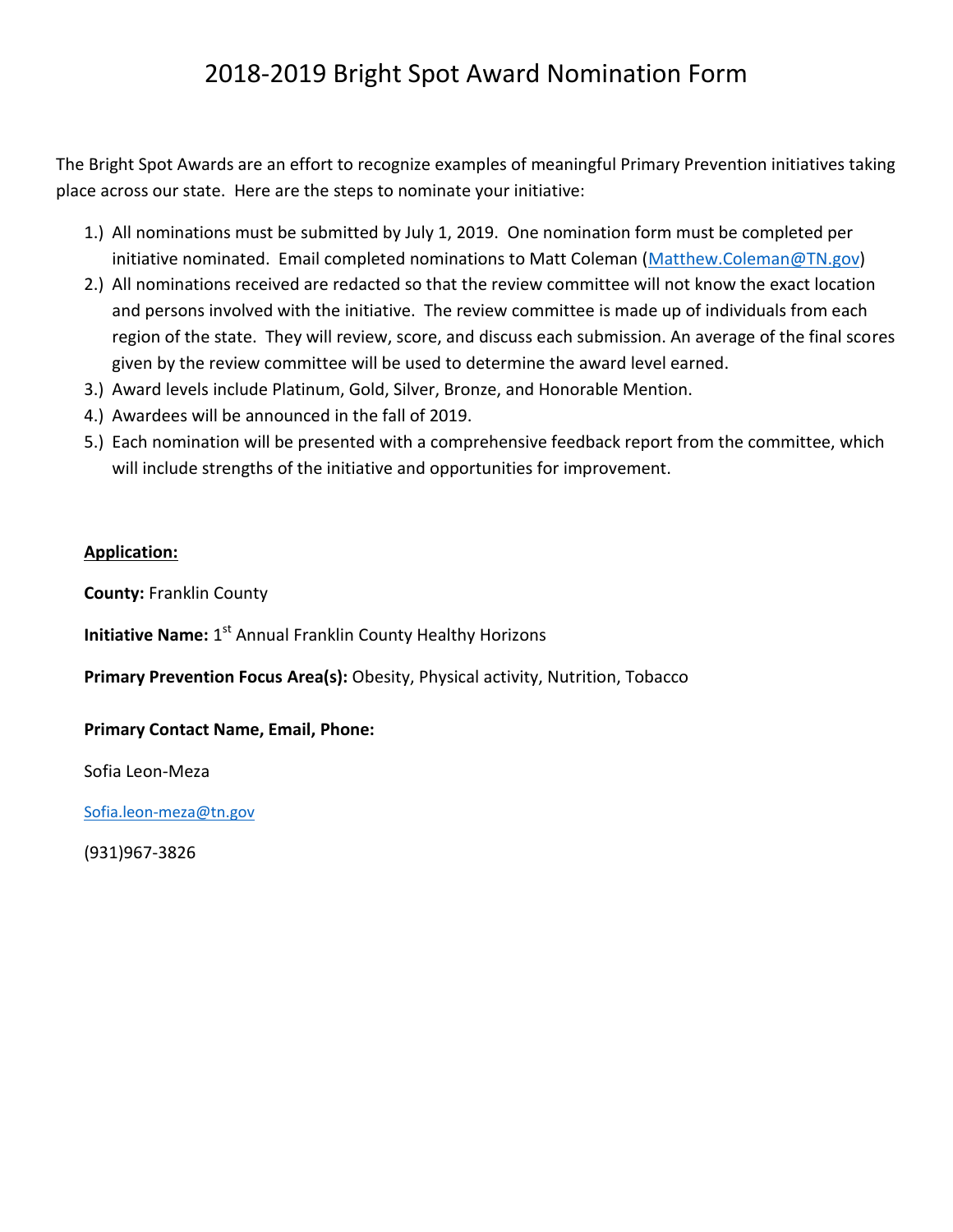# 2018-2019 Bright Spot Award Nomination Form

The Bright Spot Awards are an effort to recognize examples of meaningful Primary Prevention initiatives taking place across our state. Here are the steps to nominate your initiative:

1.) All nominations must be submitted by July 1, 2019. One nomination form must be completed per initiative nominated. Email completed nominations to Matt Coleman (Matthew.Coleman@TN.gov)
2.) All nominations received are redacted so that the review committee will not know the exact location and persons involved with the initiative. The review committee is made up of individuals from each region of the state. They will review, score, and discuss each submission. An average of the final scores given by the review committee will be used to determine the award level earned.
3.) Award levels include Platinum, Gold, Silver, Bronze, and Honorable Mention.
4.) Awardees will be announced in the fall of 2019.
5.) Each nomination will be presented with a comprehensive feedback report from the committee, which will include strengths of the initiative and opportunities for improvement.

**Application:**

**County:** Franklin County

**Initiative Name:** 1st Annual Franklin County Healthy Horizons

**Primary Prevention Focus Area(s):** Obesity, Physical activity, Nutrition, Tobacco

**Primary Contact Name, Email, Phone:**

Sofia Leon-Meza

Sofia.leon-meza@tn.gov

(931)967-3826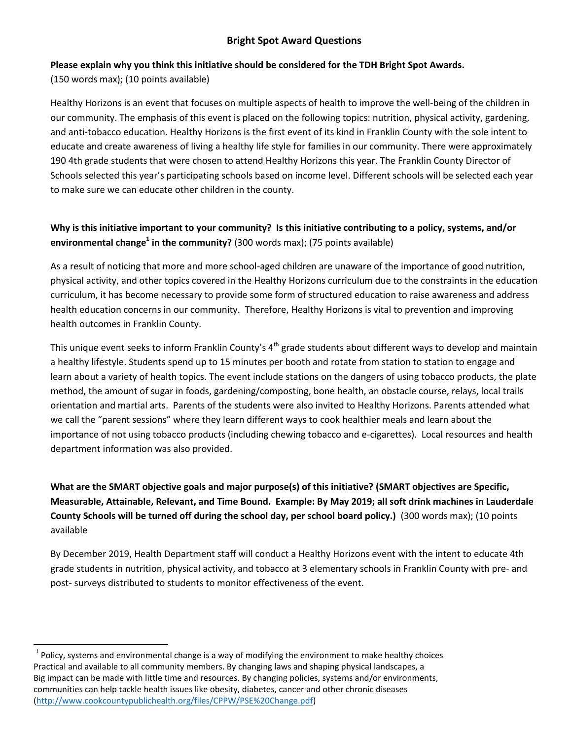## Bright Spot Award Questions

**Please explain why you think this initiative should be considered for the TDH Bright Spot Awards.**
(150 words max); (10 points available)

Healthy Horizons is an event that focuses on multiple aspects of health to improve the well-being of the children in our community. The emphasis of this event is placed on the following topics: nutrition, physical activity, gardening, and anti-tobacco education. Healthy Horizons is the first event of its kind in Franklin County with the sole intent to educate and create awareness of living a healthy life style for families in our community. There were approximately 190 4th grade students that were chosen to attend Healthy Horizons this year. The Franklin County Director of Schools selected this year's participating schools based on income level. Different schools will be selected each year to make sure we can educate other children in the county.

**Why is this initiative important to your community? Is this initiative contributing to a policy, systems, and/or environmental change[1] in the community?** (300 words max); (75 points available)

As a result of noticing that more and more school-aged children are unaware of the importance of good nutrition, physical activity, and other topics covered in the Healthy Horizons curriculum due to the constraints in the education curriculum, it has become necessary to provide some form of structured education to raise awareness and address health education concerns in our community. Therefore, Healthy Horizons is vital to prevention and improving health outcomes in Franklin County.

This unique event seeks to inform Franklin County's 4th grade students about different ways to develop and maintain a healthy lifestyle. Students spend up to 15 minutes per booth and rotate from station to station to engage and learn about a variety of health topics. The event include stations on the dangers of using tobacco products, the plate method, the amount of sugar in foods, gardening/composting, bone health, an obstacle course, relays, local trails orientation and martial arts. Parents of the students were also invited to Healthy Horizons. Parents attended what we call the "parent sessions" where they learn different ways to cook healthier meals and learn about the importance of not using tobacco products (including chewing tobacco and e-cigarettes). Local resources and health department information was also provided.

**What are the SMART objective goals and major purpose(s) of this initiative? (SMART objectives are Specific, Measurable, Attainable, Relevant, and Time Bound. Example: By May 2019; all soft drink machines in Lauderdale County Schools will be turned off during the school day, per school board policy.)** (300 words max); (10 points available

By December 2019, Health Department staff will conduct a Healthy Horizons event with the intent to educate 4th grade students in nutrition, physical activity, and tobacco at 3 elementary schools in Franklin County with pre- and post- surveys distributed to students to monitor effectiveness of the event.

---

[1] Policy, systems and environmental change is a way of modifying the environment to make healthy choices Practical and available to all community members. By changing laws and shaping physical landscapes, a Big impact can be made with little time and resources. By changing policies, systems and/or environments, communities can help tackle health issues like obesity, diabetes, cancer and other chronic diseases (http://www.cookcountypublichealth.org/files/CPPW/PSE%20Change.pdf)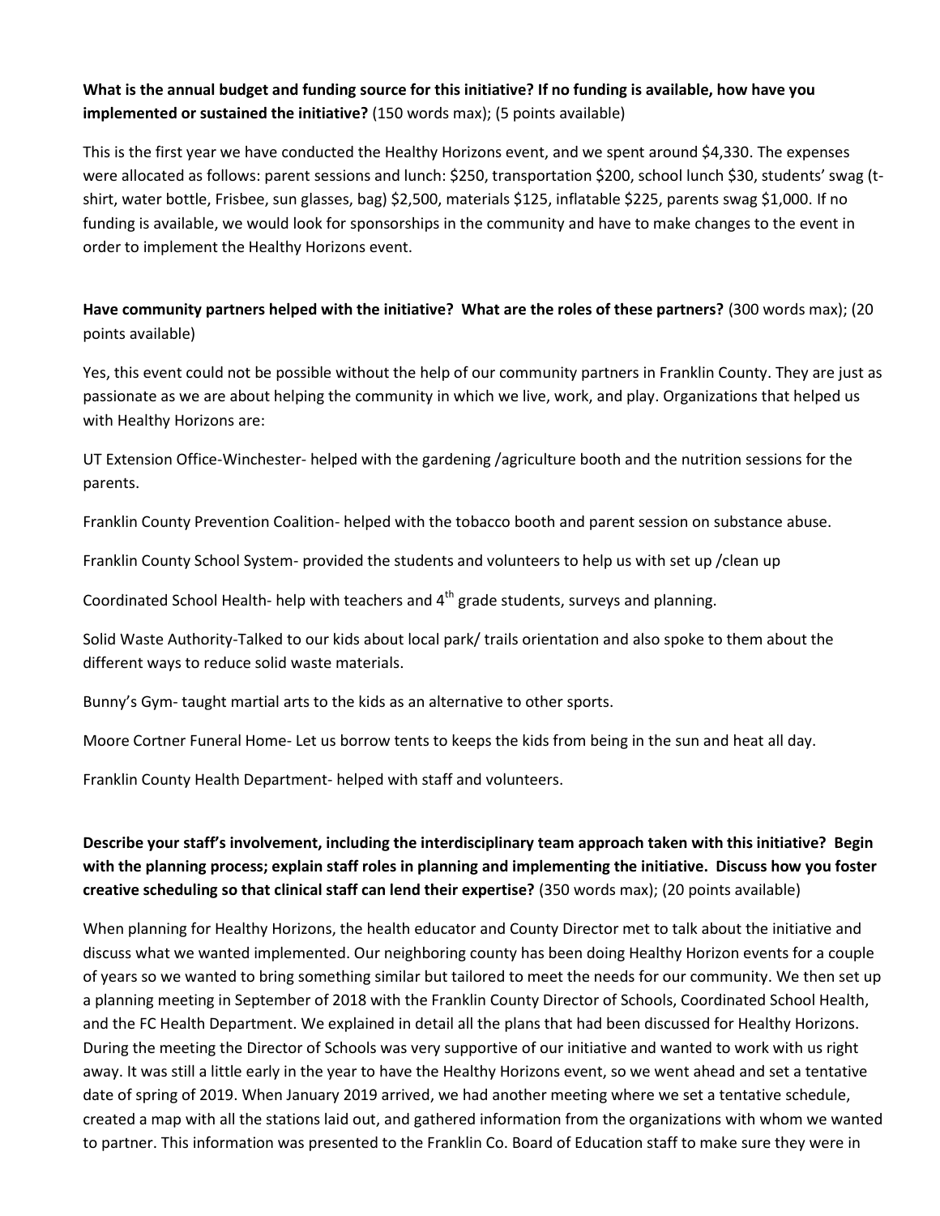**What is the annual budget and funding source for this initiative? If no funding is available, how have you implemented or sustained the initiative?** (150 words max); (5 points available)

This is the first year we have conducted the Healthy Horizons event, and we spent around $4,330. The expenses were allocated as follows: parent sessions and lunch: $250, transportation $200, school lunch $30, students' swag (t-shirt, water bottle, Frisbee, sun glasses, bag) $2,500, materials $125, inflatable $225, parents swag $1,000. If no funding is available, we would look for sponsorships in the community and have to make changes to the event in order to implement the Healthy Horizons event.

**Have community partners helped with the initiative? What are the roles of these partners?** (300 words max); (20 points available)

Yes, this event could not be possible without the help of our community partners in Franklin County. They are just as passionate as we are about helping the community in which we live, work, and play. Organizations that helped us with Healthy Horizons are:

UT Extension Office-Winchester- helped with the gardening /agriculture booth and the nutrition sessions for the parents.

Franklin County Prevention Coalition- helped with the tobacco booth and parent session on substance abuse.

Franklin County School System- provided the students and volunteers to help us with set up /clean up

Coordinated School Health- help with teachers and 4th grade students, surveys and planning.

Solid Waste Authority-Talked to our kids about local park/ trails orientation and also spoke to them about the different ways to reduce solid waste materials.

Bunny's Gym- taught martial arts to the kids as an alternative to other sports.

Moore Cortner Funeral Home- Let us borrow tents to keeps the kids from being in the sun and heat all day.

Franklin County Health Department- helped with staff and volunteers.

**Describe your staff's involvement, including the interdisciplinary team approach taken with this initiative? Begin with the planning process; explain staff roles in planning and implementing the initiative. Discuss how you foster creative scheduling so that clinical staff can lend their expertise?** (350 words max); (20 points available)

When planning for Healthy Horizons, the health educator and County Director met to talk about the initiative and discuss what we wanted implemented. Our neighboring county has been doing Healthy Horizon events for a couple of years so we wanted to bring something similar but tailored to meet the needs for our community. We then set up a planning meeting in September of 2018 with the Franklin County Director of Schools, Coordinated School Health, and the FC Health Department. We explained in detail all the plans that had been discussed for Healthy Horizons. During the meeting the Director of Schools was very supportive of our initiative and wanted to work with us right away. It was still a little early in the year to have the Healthy Horizons event, so we went ahead and set a tentative date of spring of 2019. When January 2019 arrived, we had another meeting where we set a tentative schedule, created a map with all the stations laid out, and gathered information from the organizations with whom we wanted to partner. This information was presented to the Franklin Co. Board of Education staff to make sure they were in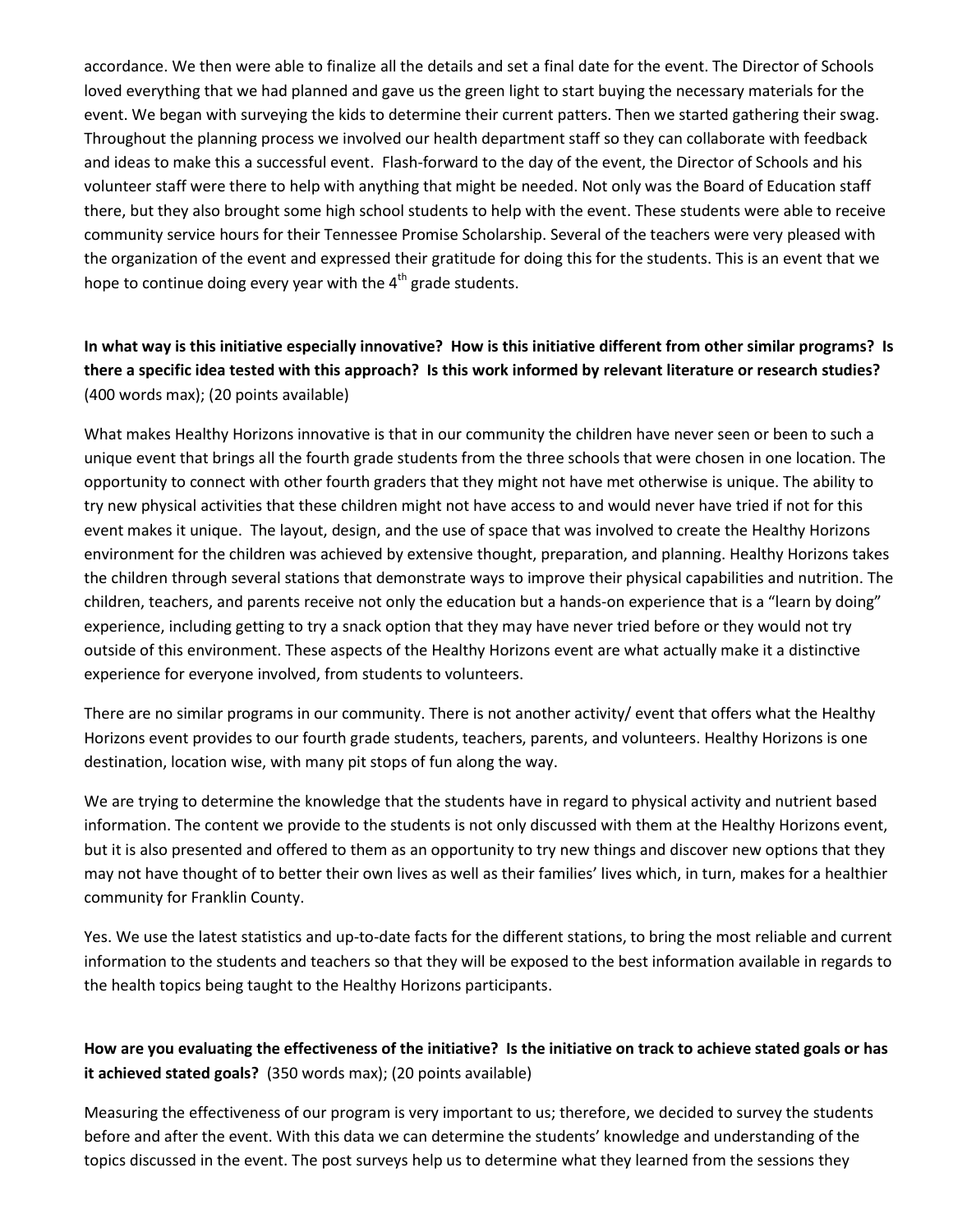accordance. We then were able to finalize all the details and set a final date for the event. The Director of Schools loved everything that we had planned and gave us the green light to start buying the necessary materials for the event. We began with surveying the kids to determine their current patters. Then we started gathering their swag. Throughout the planning process we involved our health department staff so they can collaborate with feedback and ideas to make this a successful event. Flash-forward to the day of the event, the Director of Schools and his volunteer staff were there to help with anything that might be needed. Not only was the Board of Education staff there, but they also brought some high school students to help with the event. These students were able to receive community service hours for their Tennessee Promise Scholarship. Several of the teachers were very pleased with the organization of the event and expressed their gratitude for doing this for the students. This is an event that we hope to continue doing every year with the 4th grade students.

**In what way is this initiative especially innovative? How is this initiative different from other similar programs? Is there a specific idea tested with this approach? Is this work informed by relevant literature or research studies?** (400 words max); (20 points available)

What makes Healthy Horizons innovative is that in our community the children have never seen or been to such a unique event that brings all the fourth grade students from the three schools that were chosen in one location. The opportunity to connect with other fourth graders that they might not have met otherwise is unique. The ability to try new physical activities that these children might not have access to and would never have tried if not for this event makes it unique. The layout, design, and the use of space that was involved to create the Healthy Horizons environment for the children was achieved by extensive thought, preparation, and planning. Healthy Horizons takes the children through several stations that demonstrate ways to improve their physical capabilities and nutrition. The children, teachers, and parents receive not only the education but a hands-on experience that is a "learn by doing" experience, including getting to try a snack option that they may have never tried before or they would not try outside of this environment. These aspects of the Healthy Horizons event are what actually make it a distinctive experience for everyone involved, from students to volunteers.

There are no similar programs in our community. There is not another activity/ event that offers what the Healthy Horizons event provides to our fourth grade students, teachers, parents, and volunteers. Healthy Horizons is one destination, location wise, with many pit stops of fun along the way.

We are trying to determine the knowledge that the students have in regard to physical activity and nutrient based information. The content we provide to the students is not only discussed with them at the Healthy Horizons event, but it is also presented and offered to them as an opportunity to try new things and discover new options that they may not have thought of to better their own lives as well as their families' lives which, in turn, makes for a healthier community for Franklin County.

Yes. We use the latest statistics and up-to-date facts for the different stations, to bring the most reliable and current information to the students and teachers so that they will be exposed to the best information available in regards to the health topics being taught to the Healthy Horizons participants.

**How are you evaluating the effectiveness of the initiative? Is the initiative on track to achieve stated goals or has it achieved stated goals?** (350 words max); (20 points available)

Measuring the effectiveness of our program is very important to us; therefore, we decided to survey the students before and after the event. With this data we can determine the students' knowledge and understanding of the topics discussed in the event. The post surveys help us to determine what they learned from the sessions they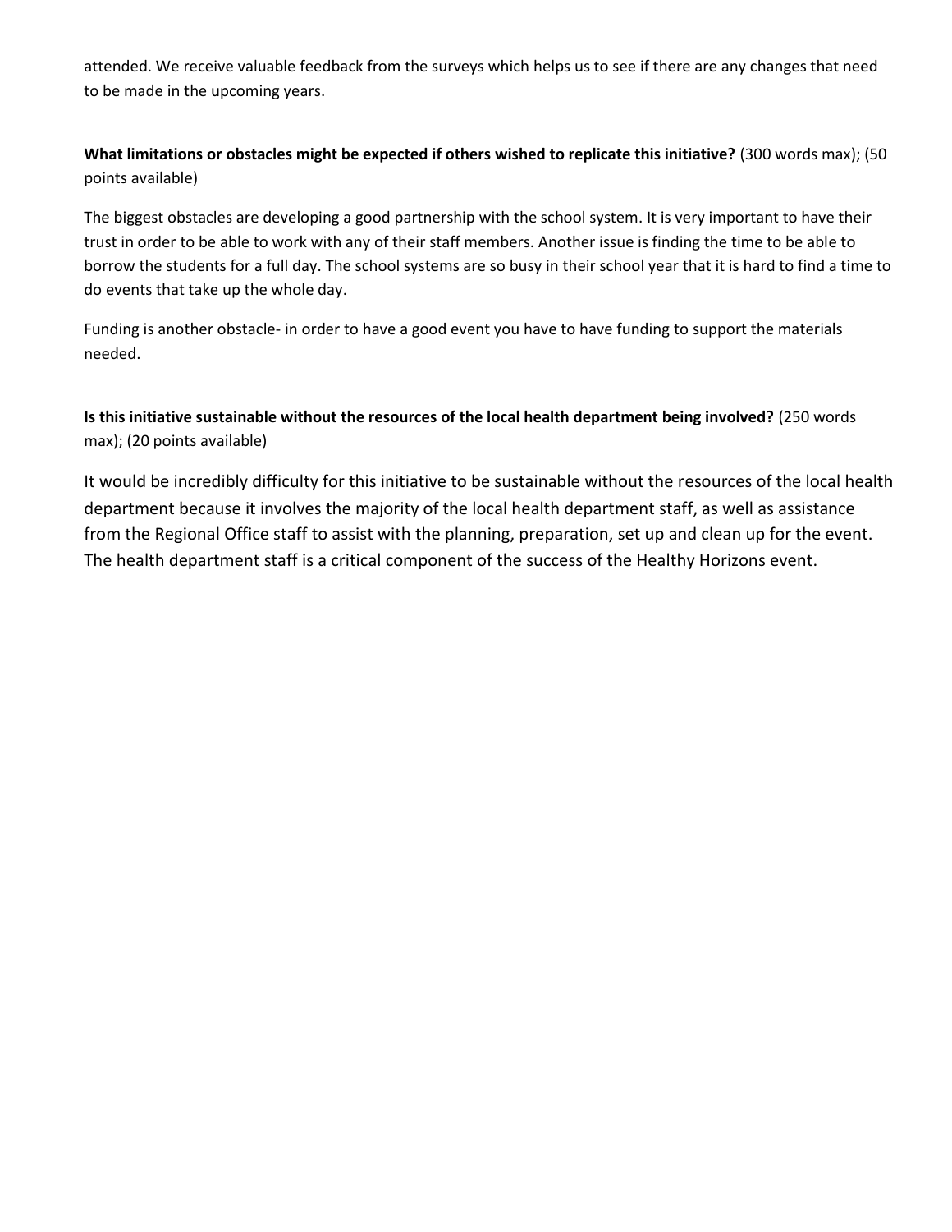attended. We receive valuable feedback from the surveys which helps us to see if there are any changes that need to be made in the upcoming years.

**What limitations or obstacles might be expected if others wished to replicate this initiative?** (300 words max); (50 points available)

The biggest obstacles are developing a good partnership with the school system. It is very important to have their trust in order to be able to work with any of their staff members. Another issue is finding the time to be able to borrow the students for a full day. The school systems are so busy in their school year that it is hard to find a time to do events that take up the whole day.

Funding is another obstacle- in order to have a good event you have to have funding to support the materials needed.

**Is this initiative sustainable without the resources of the local health department being involved?** (250 words max); (20 points available)

It would be incredibly difficulty for this initiative to be sustainable without the resources of the local health department because it involves the majority of the local health department staff, as well as assistance from the Regional Office staff to assist with the planning, preparation, set up and clean up for the event. The health department staff is a critical component of the success of the Healthy Horizons event.